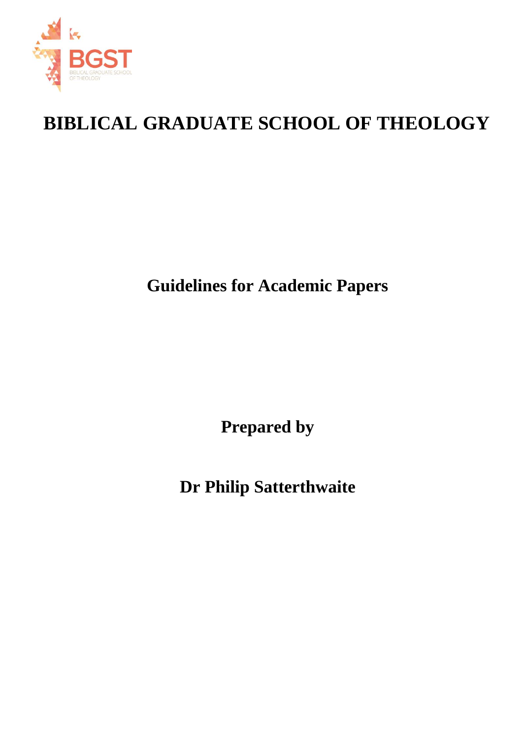# BIBLICAL GRADUATE SCHOOL OF THEOLOGY

## Guidelines for Academic Papers

**Prepared by**

**Dr Philip Satterthwaite**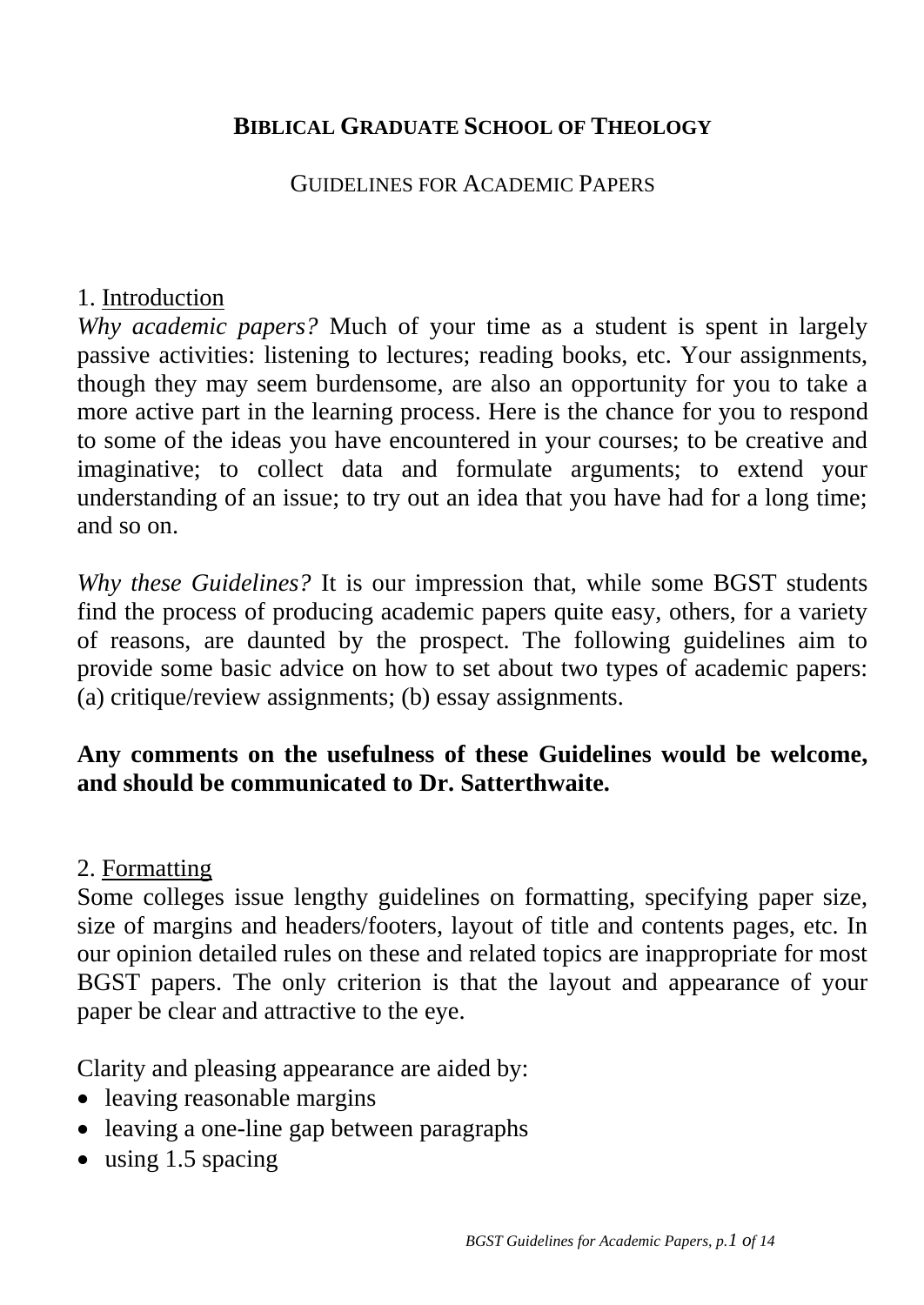**BIBLICAL GRADUATE SCHOOL OF THEOLOGY**

GUIDELINES FOR ACADEMIC PAPERS

## 1. Introduction

*Why academic papers?* Much of your time as a student is spent in largely passive activities: listening to lectures; reading books, etc. Your assignments, though they may seem burdensome, are also an opportunity for you to take a more active part in the learning process. Here is the chance for you to respond to some of the ideas you have encountered in your courses; to be creative and imaginative; to collect data and formulate arguments; to extend your understanding of an issue; to try out an idea that you have had for a long time; and so on.

*Why these Guidelines?* It is our impression that, while some BGST students find the process of producing academic papers quite easy, others, for a variety of reasons, are daunted by the prospect. The following guidelines aim to provide some basic advice on how to set about two types of academic papers: (a) critique/review assignments; (b) essay assignments.

**Any comments on the usefulness of these Guidelines would be welcome, and should be communicated to Dr. Satterthwaite.**

## 2. Formatting

Some colleges issue lengthy guidelines on formatting, specifying paper size, size of margins and headers/footers, layout of title and contents pages, etc. In our opinion detailed rules on these and related topics are inappropriate for most BGST papers. The only criterion is that the layout and appearance of your paper be clear and attractive to the eye.

Clarity and pleasing appearance are aided by:

- leaving reasonable margins
- leaving a one-line gap between paragraphs
- using 1.5 spacing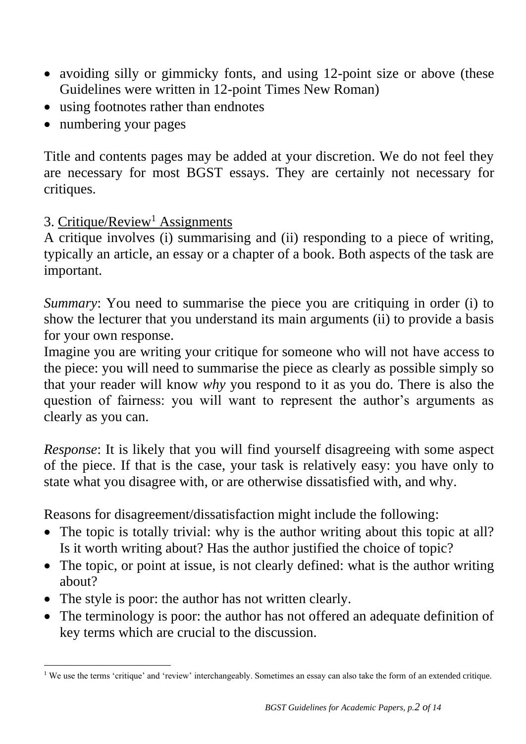- avoiding silly or gimmicky fonts, and using 12-point size or above (these Guidelines were written in 12-point Times New Roman)
- using footnotes rather than endnotes
- numbering your pages

Title and contents pages may be added at your discretion. We do not feel they are necessary for most BGST essays. They are certainly not necessary for critiques.

## 3. Critique/Review[1] Assignments

A critique involves (i) summarising and (ii) responding to a piece of writing, typically an article, an essay or a chapter of a book. Both aspects of the task are important.

*Summary*: You need to summarise the piece you are critiquing in order (i) to show the lecturer that you understand its main arguments (ii) to provide a basis for your own response.

Imagine you are writing your critique for someone who will not have access to the piece: you will need to summarise the piece as clearly as possible simply so that your reader will know *why* you respond to it as you do. There is also the question of fairness: you will want to represent the author's arguments as clearly as you can.

*Response*: It is likely that you will find yourself disagreeing with some aspect of the piece. If that is the case, your task is relatively easy: you have only to state what you disagree with, or are otherwise dissatisfied with, and why.

Reasons for disagreement/dissatisfaction might include the following:

- The topic is totally trivial: why is the author writing about this topic at all? Is it worth writing about? Has the author justified the choice of topic?
- The topic, or point at issue, is not clearly defined: what is the author writing about?
- The style is poor: the author has not written clearly.
- The terminology is poor: the author has not offered an adequate definition of key terms which are crucial to the discussion.

---

[1] We use the terms 'critique' and 'review' interchangeably. Sometimes an essay can also take the form of an extended critique.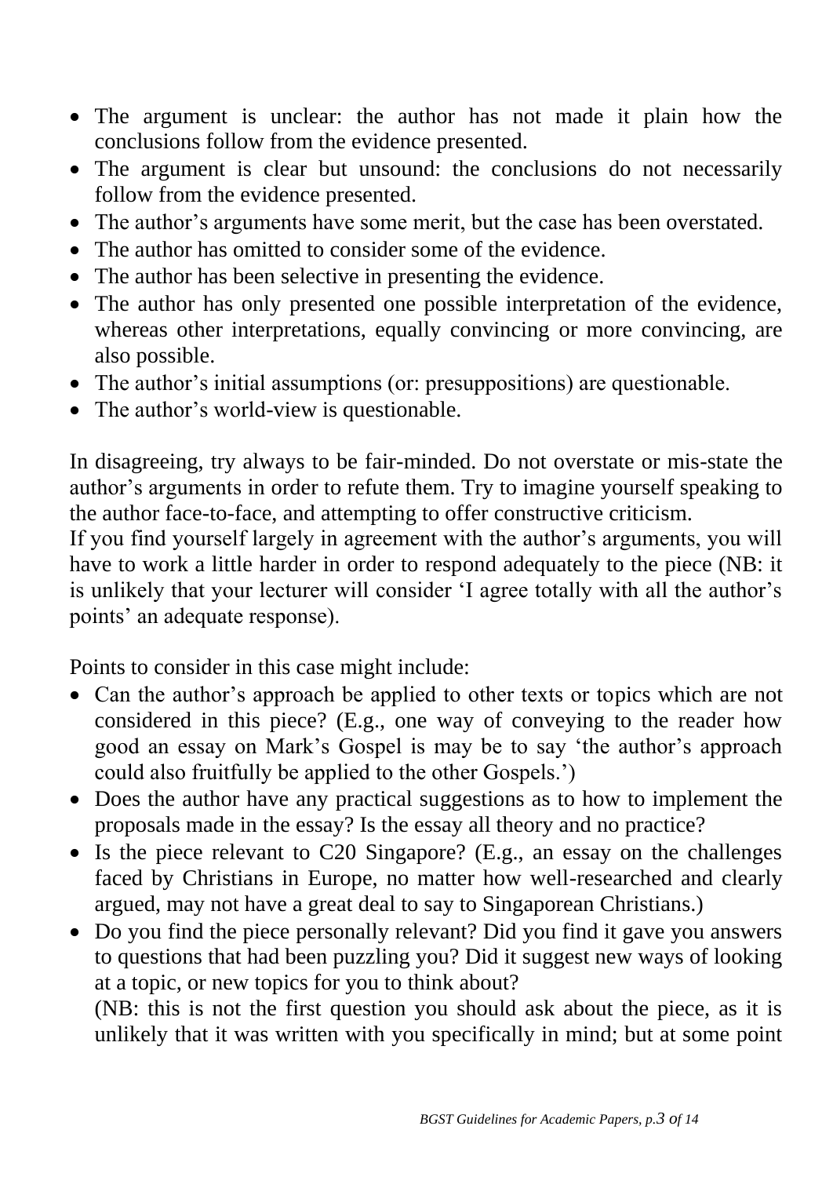- The argument is unclear: the author has not made it plain how the conclusions follow from the evidence presented.
- The argument is clear but unsound: the conclusions do not necessarily follow from the evidence presented.
- The author's arguments have some merit, but the case has been overstated.
- The author has omitted to consider some of the evidence.
- The author has been selective in presenting the evidence.
- The author has only presented one possible interpretation of the evidence, whereas other interpretations, equally convincing or more convincing, are also possible.
- The author's initial assumptions (or: presuppositions) are questionable.
- The author's world-view is questionable.

In disagreeing, try always to be fair-minded. Do not overstate or mis-state the author's arguments in order to refute them. Try to imagine yourself speaking to the author face-to-face, and attempting to offer constructive criticism.
If you find yourself largely in agreement with the author's arguments, you will have to work a little harder in order to respond adequately to the piece (NB: it is unlikely that your lecturer will consider 'I agree totally with all the author's points' an adequate response).

Points to consider in this case might include:

- Can the author's approach be applied to other texts or topics which are not considered in this piece? (E.g., one way of conveying to the reader how good an essay on Mark's Gospel is may be to say 'the author's approach could also fruitfully be applied to the other Gospels.')
- Does the author have any practical suggestions as to how to implement the proposals made in the essay? Is the essay all theory and no practice?
- Is the piece relevant to C20 Singapore? (E.g., an essay on the challenges faced by Christians in Europe, no matter how well-researched and clearly argued, may not have a great deal to say to Singaporean Christians.)
- Do you find the piece personally relevant? Did you find it gave you answers to questions that had been puzzling you? Did it suggest new ways of looking at a topic, or new topics for you to think about?
  (NB: this is not the first question you should ask about the piece, as it is unlikely that it was written with you specifically in mind; but at some point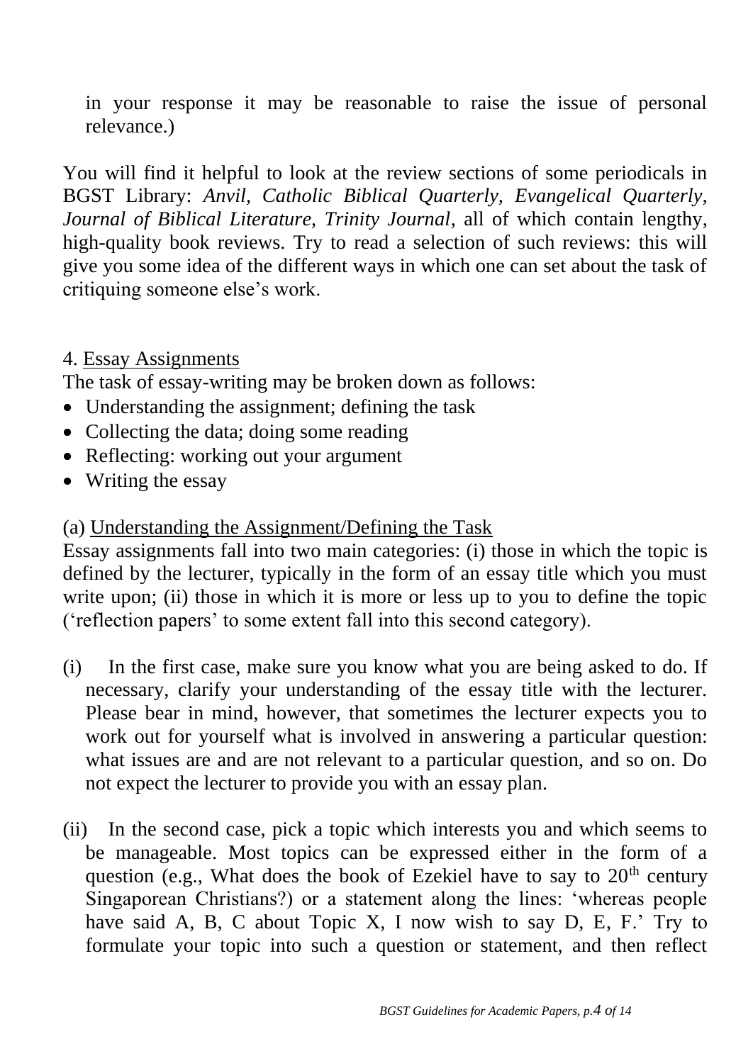in your response it may be reasonable to raise the issue of personal relevance.)

You will find it helpful to look at the review sections of some periodicals in BGST Library: *Anvil, Catholic Biblical Quarterly, Evangelical Quarterly, Journal of Biblical Literature, Trinity Journal*, all of which contain lengthy, high-quality book reviews. Try to read a selection of such reviews: this will give you some idea of the different ways in which one can set about the task of critiquing someone else's work.

4. Essay Assignments

The task of essay-writing may be broken down as follows:

- Understanding the assignment; defining the task
- Collecting the data; doing some reading
- Reflecting: working out your argument
- Writing the essay

(a) Understanding the Assignment/Defining the Task

Essay assignments fall into two main categories: (i) those in which the topic is defined by the lecturer, typically in the form of an essay title which you must write upon; (ii) those in which it is more or less up to you to define the topic ('reflection papers' to some extent fall into this second category).

(i) In the first case, make sure you know what you are being asked to do. If necessary, clarify your understanding of the essay title with the lecturer. Please bear in mind, however, that sometimes the lecturer expects you to work out for yourself what is involved in answering a particular question: what issues are and are not relevant to a particular question, and so on. Do not expect the lecturer to provide you with an essay plan.

(ii) In the second case, pick a topic which interests you and which seems to be manageable. Most topics can be expressed either in the form of a question (e.g., What does the book of Ezekiel have to say to 20th century Singaporean Christians?) or a statement along the lines: 'whereas people have said A, B, C about Topic X, I now wish to say D, E, F.' Try to formulate your topic into such a question or statement, and then reflect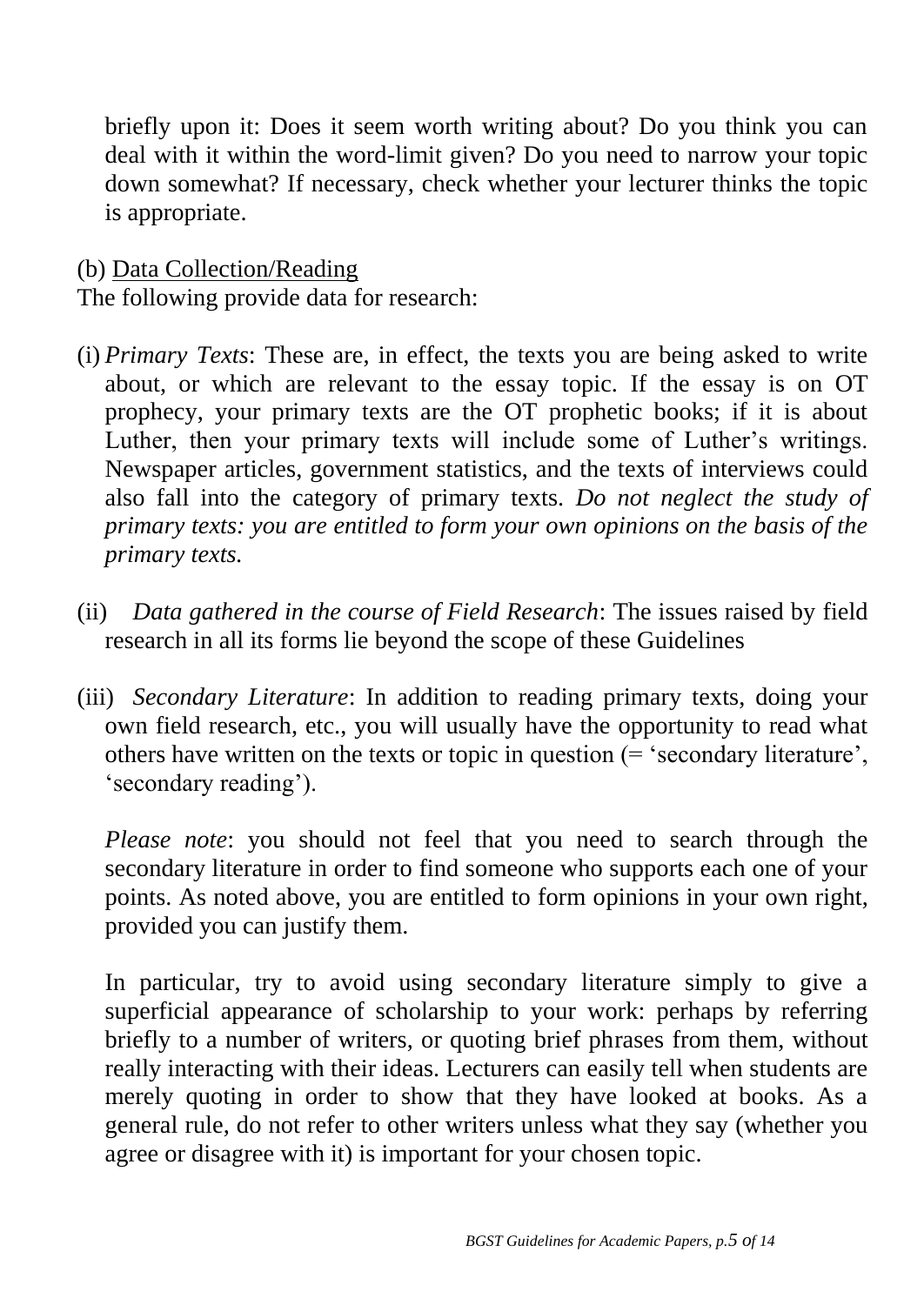briefly upon it: Does it seem worth writing about? Do you think you can deal with it within the word-limit given? Do you need to narrow your topic down somewhat? If necessary, check whether your lecturer thinks the topic is appropriate.

(b) Data Collection/Reading

The following provide data for research:

(i) *Primary Texts*: These are, in effect, the texts you are being asked to write about, or which are relevant to the essay topic. If the essay is on OT prophecy, your primary texts are the OT prophetic books; if it is about Luther, then your primary texts will include some of Luther's writings. Newspaper articles, government statistics, and the texts of interviews could also fall into the category of primary texts. *Do not neglect the study of primary texts: you are entitled to form your own opinions on the basis of the primary texts.*

(ii) *Data gathered in the course of Field Research*: The issues raised by field research in all its forms lie beyond the scope of these Guidelines

(iii) *Secondary Literature*: In addition to reading primary texts, doing your own field research, etc., you will usually have the opportunity to read what others have written on the texts or topic in question (= 'secondary literature', 'secondary reading').

*Please note*: you should not feel that you need to search through the secondary literature in order to find someone who supports each one of your points. As noted above, you are entitled to form opinions in your own right, provided you can justify them.

In particular, try to avoid using secondary literature simply to give a superficial appearance of scholarship to your work: perhaps by referring briefly to a number of writers, or quoting brief phrases from them, without really interacting with their ideas. Lecturers can easily tell when students are merely quoting in order to show that they have looked at books. As a general rule, do not refer to other writers unless what they say (whether you agree or disagree with it) is important for your chosen topic.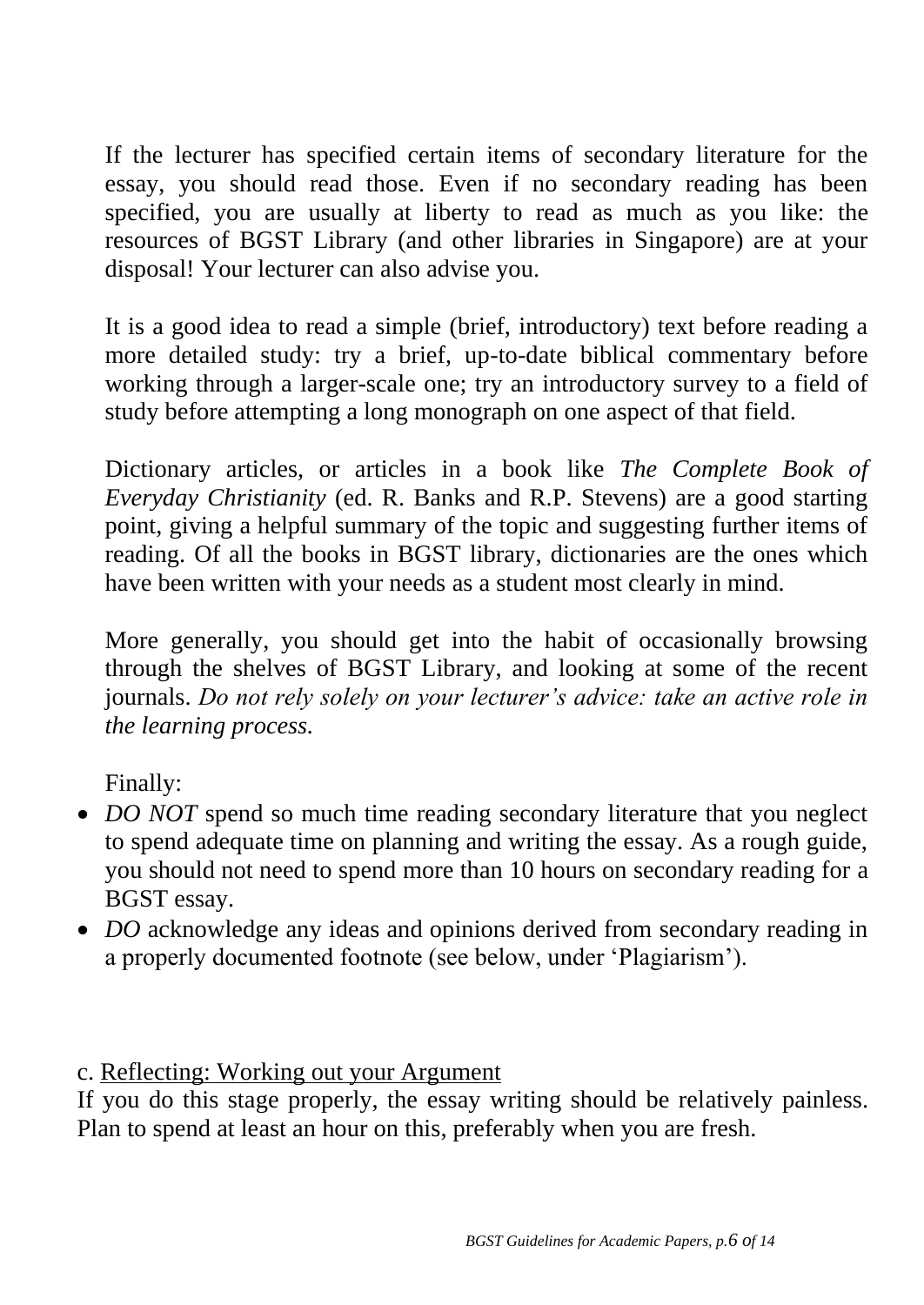If the lecturer has specified certain items of secondary literature for the essay, you should read those. Even if no secondary reading has been specified, you are usually at liberty to read as much as you like: the resources of BGST Library (and other libraries in Singapore) are at your disposal! Your lecturer can also advise you.

It is a good idea to read a simple (brief, introductory) text before reading a more detailed study: try a brief, up-to-date biblical commentary before working through a larger-scale one; try an introductory survey to a field of study before attempting a long monograph on one aspect of that field.

Dictionary articles, or articles in a book like *The Complete Book of Everyday Christianity* (ed. R. Banks and R.P. Stevens) are a good starting point, giving a helpful summary of the topic and suggesting further items of reading. Of all the books in BGST library, dictionaries are the ones which have been written with your needs as a student most clearly in mind.

More generally, you should get into the habit of occasionally browsing through the shelves of BGST Library, and looking at some of the recent journals. *Do not rely solely on your lecturer's advice: take an active role in the learning process.*

Finally:

- *DO NOT* spend so much time reading secondary literature that you neglect to spend adequate time on planning and writing the essay. As a rough guide, you should not need to spend more than 10 hours on secondary reading for a BGST essay.
- *DO* acknowledge any ideas and opinions derived from secondary reading in a properly documented footnote (see below, under 'Plagiarism').

c. <u>Reflecting: Working out your Argument</u>

If you do this stage properly, the essay writing should be relatively painless. Plan to spend at least an hour on this, preferably when you are fresh.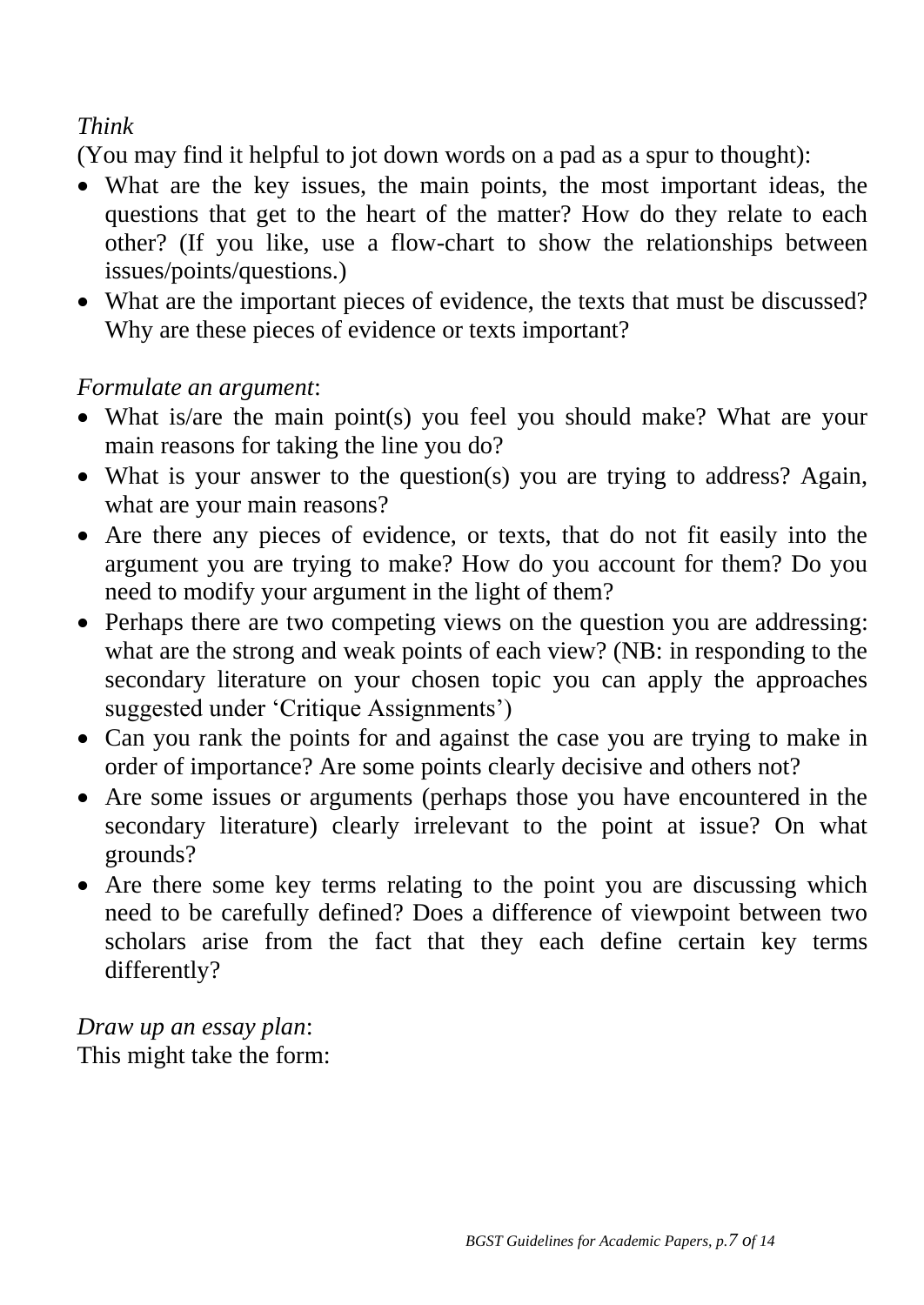*Think*

(You may find it helpful to jot down words on a pad as a spur to thought):

- What are the key issues, the main points, the most important ideas, the questions that get to the heart of the matter? How do they relate to each other? (If you like, use a flow-chart to show the relationships between issues/points/questions.)
- What are the important pieces of evidence, the texts that must be discussed? Why are these pieces of evidence or texts important?

*Formulate an argument*:

- What is/are the main point(s) you feel you should make? What are your main reasons for taking the line you do?
- What is your answer to the question(s) you are trying to address? Again, what are your main reasons?
- Are there any pieces of evidence, or texts, that do not fit easily into the argument you are trying to make? How do you account for them? Do you need to modify your argument in the light of them?
- Perhaps there are two competing views on the question you are addressing: what are the strong and weak points of each view? (NB: in responding to the secondary literature on your chosen topic you can apply the approaches suggested under 'Critique Assignments')
- Can you rank the points for and against the case you are trying to make in order of importance? Are some points clearly decisive and others not?
- Are some issues or arguments (perhaps those you have encountered in the secondary literature) clearly irrelevant to the point at issue? On what grounds?
- Are there some key terms relating to the point you are discussing which need to be carefully defined? Does a difference of viewpoint between two scholars arise from the fact that they each define certain key terms differently?

*Draw up an essay plan*:

This might take the form: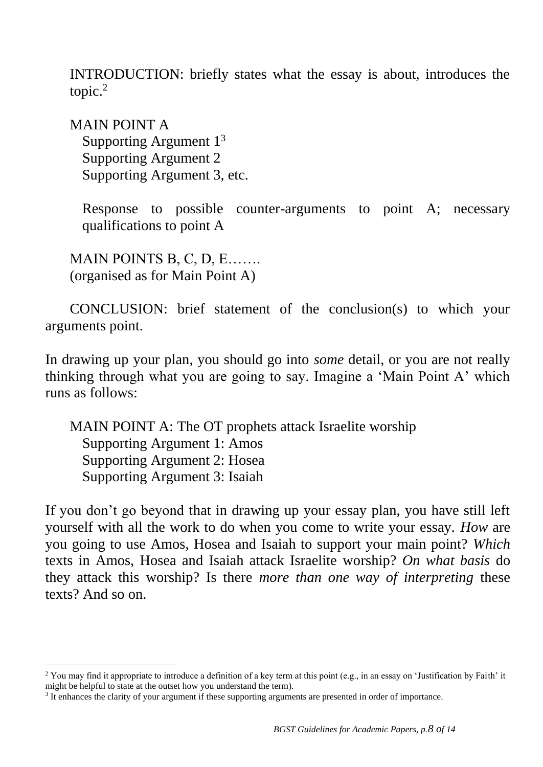INTRODUCTION: briefly states what the essay is about, introduces the topic.[2]

MAIN POINT A
  Supporting Argument 1[3]
  Supporting Argument 2
  Supporting Argument 3, etc.

  Response to possible counter-arguments to point A; necessary qualifications to point A

MAIN POINTS B, C, D, E…….
(organised as for Main Point A)

CONCLUSION: brief statement of the conclusion(s) to which your arguments point.

In drawing up your plan, you should go into *some* detail, or you are not really thinking through what you are going to say. Imagine a 'Main Point A' which runs as follows:

MAIN POINT A: The OT prophets attack Israelite worship
  Supporting Argument 1: Amos
  Supporting Argument 2: Hosea
  Supporting Argument 3: Isaiah

If you don't go beyond that in drawing up your essay plan, you have still left yourself with all the work to do when you come to write your essay. *How* are you going to use Amos, Hosea and Isaiah to support your main point? *Which* texts in Amos, Hosea and Isaiah attack Israelite worship? *On what basis* do they attack this worship? Is there *more than one way of interpreting* these texts? And so on.

---

[2] You may find it appropriate to introduce a definition of a key term at this point (e.g., in an essay on 'Justification by Faith' it might be helpful to state at the outset how you understand the term).

[3] It enhances the clarity of your argument if these supporting arguments are presented in order of importance.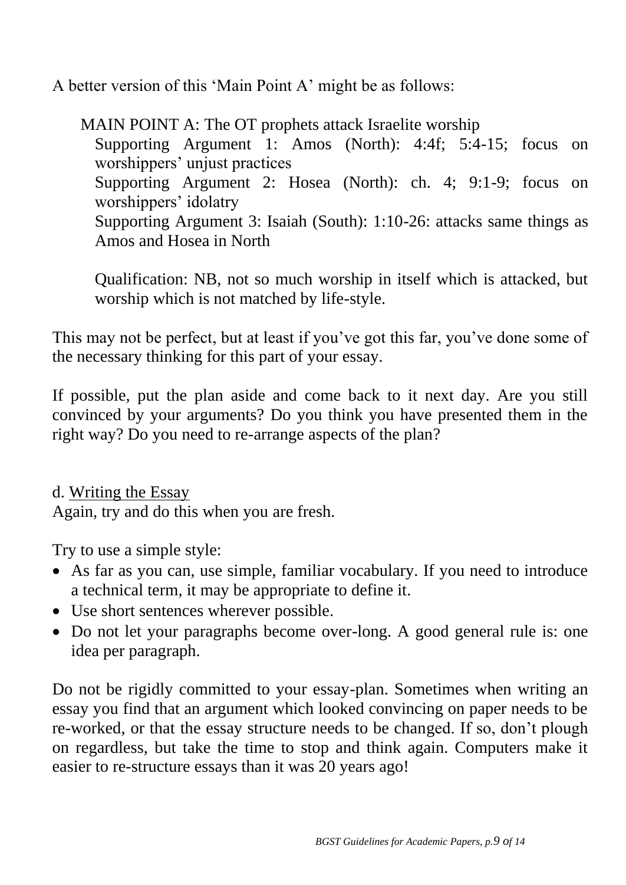A better version of this 'Main Point A' might be as follows:

> MAIN POINT A: The OT prophets attack Israelite worship
>
> Supporting Argument 1: Amos (North): 4:4f; 5:4-15; focus on worshippers' unjust practices
>
> Supporting Argument 2: Hosea (North): ch. 4; 9:1-9; focus on worshippers' idolatry
>
> Supporting Argument 3: Isaiah (South): 1:10-26: attacks same things as Amos and Hosea in North
>
> Qualification: NB, not so much worship in itself which is attacked, but worship which is not matched by life-style.

This may not be perfect, but at least if you've got this far, you've done some of the necessary thinking for this part of your essay.

If possible, put the plan aside and come back to it next day. Are you still convinced by your arguments? Do you think you have presented them in the right way? Do you need to re-arrange aspects of the plan?

d. Writing the Essay

Again, try and do this when you are fresh.

Try to use a simple style:

- As far as you can, use simple, familiar vocabulary. If you need to introduce a technical term, it may be appropriate to define it.
- Use short sentences wherever possible.
- Do not let your paragraphs become over-long. A good general rule is: one idea per paragraph.

Do not be rigidly committed to your essay-plan. Sometimes when writing an essay you find that an argument which looked convincing on paper needs to be re-worked, or that the essay structure needs to be changed. If so, don't plough on regardless, but take the time to stop and think again. Computers make it easier to re-structure essays than it was 20 years ago!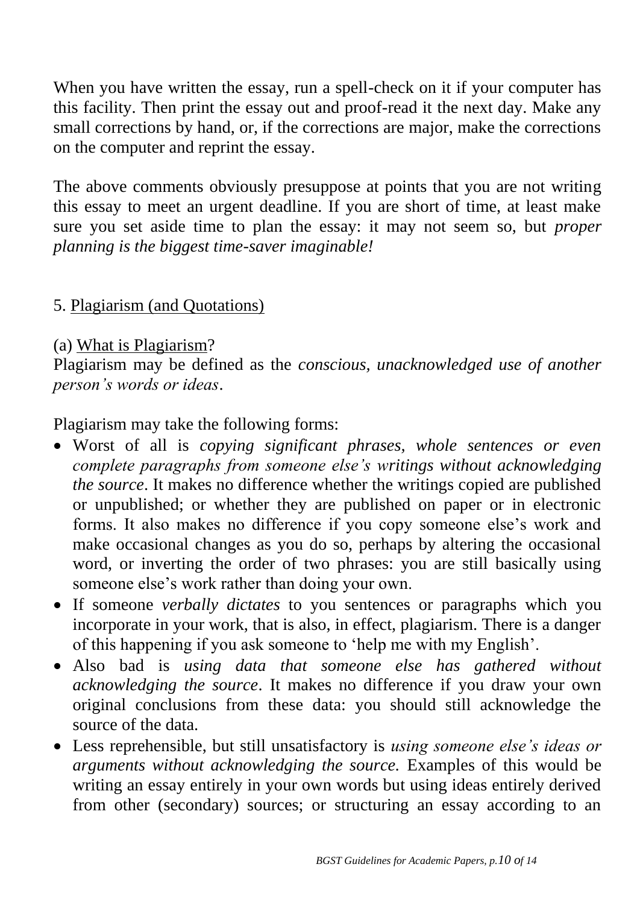When you have written the essay, run a spell-check on it if your computer has this facility. Then print the essay out and proof-read it the next day. Make any small corrections by hand, or, if the corrections are major, make the corrections on the computer and reprint the essay.

The above comments obviously presuppose at points that you are not writing this essay to meet an urgent deadline. If you are short of time, at least make sure you set aside time to plan the essay: it may not seem so, but *proper planning is the biggest time-saver imaginable!*

## 5. Plagiarism (and Quotations)

### (a) What is Plagiarism?

Plagiarism may be defined as the *conscious, unacknowledged use of another person's words or ideas*.

Plagiarism may take the following forms:

- Worst of all is *copying significant phrases, whole sentences or even complete paragraphs from someone else's writings without acknowledging the source*. It makes no difference whether the writings copied are published or unpublished; or whether they are published on paper or in electronic forms. It also makes no difference if you copy someone else's work and make occasional changes as you do so, perhaps by altering the occasional word, or inverting the order of two phrases: you are still basically using someone else's work rather than doing your own.
- If someone *verbally dictates* to you sentences or paragraphs which you incorporate in your work, that is also, in effect, plagiarism. There is a danger of this happening if you ask someone to 'help me with my English'.
- Also bad is *using data that someone else has gathered without acknowledging the source*. It makes no difference if you draw your own original conclusions from these data: you should still acknowledge the source of the data.
- Less reprehensible, but still unsatisfactory is *using someone else's ideas or arguments without acknowledging the source.* Examples of this would be writing an essay entirely in your own words but using ideas entirely derived from other (secondary) sources; or structuring an essay according to an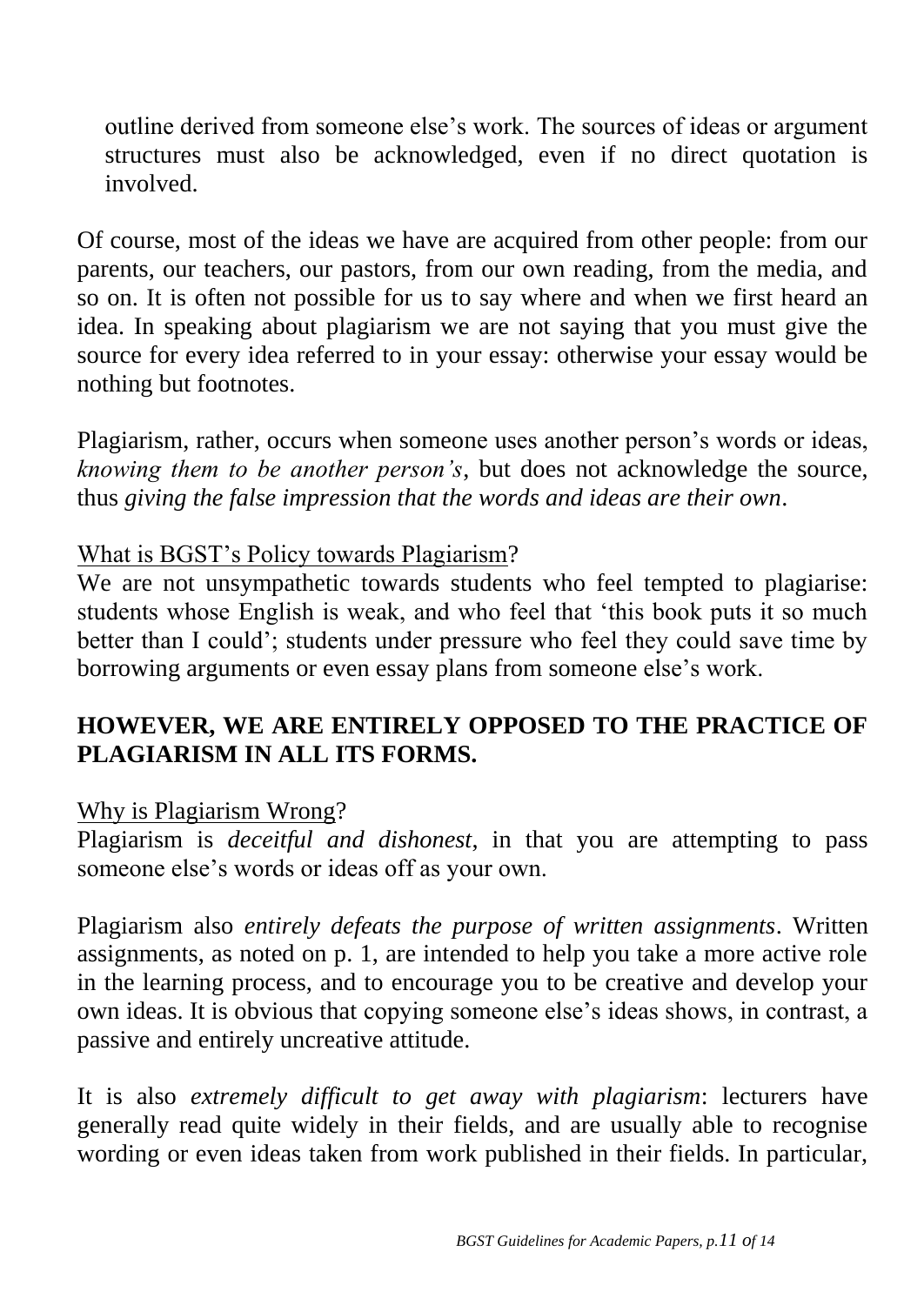outline derived from someone else's work. The sources of ideas or argument structures must also be acknowledged, even if no direct quotation is involved.

Of course, most of the ideas we have are acquired from other people: from our parents, our teachers, our pastors, from our own reading, from the media, and so on. It is often not possible for us to say where and when we first heard an idea. In speaking about plagiarism we are not saying that you must give the source for every idea referred to in your essay: otherwise your essay would be nothing but footnotes.

Plagiarism, rather, occurs when someone uses another person's words or ideas, *knowing them to be another person's*, but does not acknowledge the source, thus *giving the false impression that the words and ideas are their own*.

<u>What is BGST's Policy towards Plagiarism</u>?

We are not unsympathetic towards students who feel tempted to plagiarise: students whose English is weak, and who feel that 'this book puts it so much better than I could'; students under pressure who feel they could save time by borrowing arguments or even essay plans from someone else's work.

**HOWEVER, WE ARE ENTIRELY OPPOSED TO THE PRACTICE OF PLAGIARISM IN ALL ITS FORMS.**

<u>Why is Plagiarism Wrong</u>?

Plagiarism is *deceitful and dishonest*, in that you are attempting to pass someone else's words or ideas off as your own.

Plagiarism also *entirely defeats the purpose of written assignments*. Written assignments, as noted on p. 1, are intended to help you take a more active role in the learning process, and to encourage you to be creative and develop your own ideas. It is obvious that copying someone else's ideas shows, in contrast, a passive and entirely uncreative attitude.

It is also *extremely difficult to get away with plagiarism*: lecturers have generally read quite widely in their fields, and are usually able to recognise wording or even ideas taken from work published in their fields. In particular,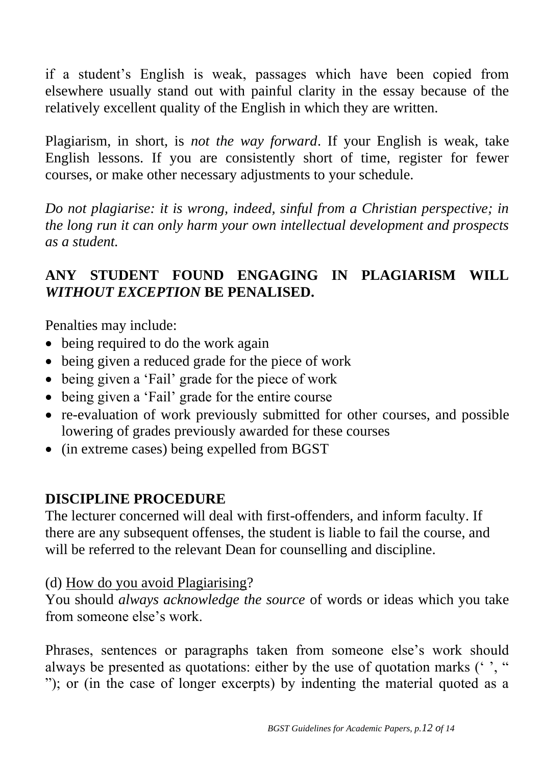if a student's English is weak, passages which have been copied from elsewhere usually stand out with painful clarity in the essay because of the relatively excellent quality of the English in which they are written.

Plagiarism, in short, is *not the way forward*. If your English is weak, take English lessons. If you are consistently short of time, register for fewer courses, or make other necessary adjustments to your schedule.

*Do not plagiarise: it is wrong, indeed, sinful from a Christian perspective; in the long run it can only harm your own intellectual development and prospects as a student.*

**ANY STUDENT FOUND ENGAGING IN PLAGIARISM WILL *WITHOUT EXCEPTION* BE PENALISED.**

Penalties may include:

- being required to do the work again
- being given a reduced grade for the piece of work
- being given a 'Fail' grade for the piece of work
- being given a 'Fail' grade for the entire course
- re-evaluation of work previously submitted for other courses, and possible lowering of grades previously awarded for these courses
- (in extreme cases) being expelled from BGST

**DISCIPLINE PROCEDURE**

The lecturer concerned will deal with first-offenders, and inform faculty. If there are any subsequent offenses, the student is liable to fail the course, and will be referred to the relevant Dean for counselling and discipline.

(d) <u>How do you avoid Plagiarising</u>?

You should *always acknowledge the source* of words or ideas which you take from someone else's work.

Phrases, sentences or paragraphs taken from someone else's work should always be presented as quotations: either by the use of quotation marks (' ', " "); or (in the case of longer excerpts) by indenting the material quoted as a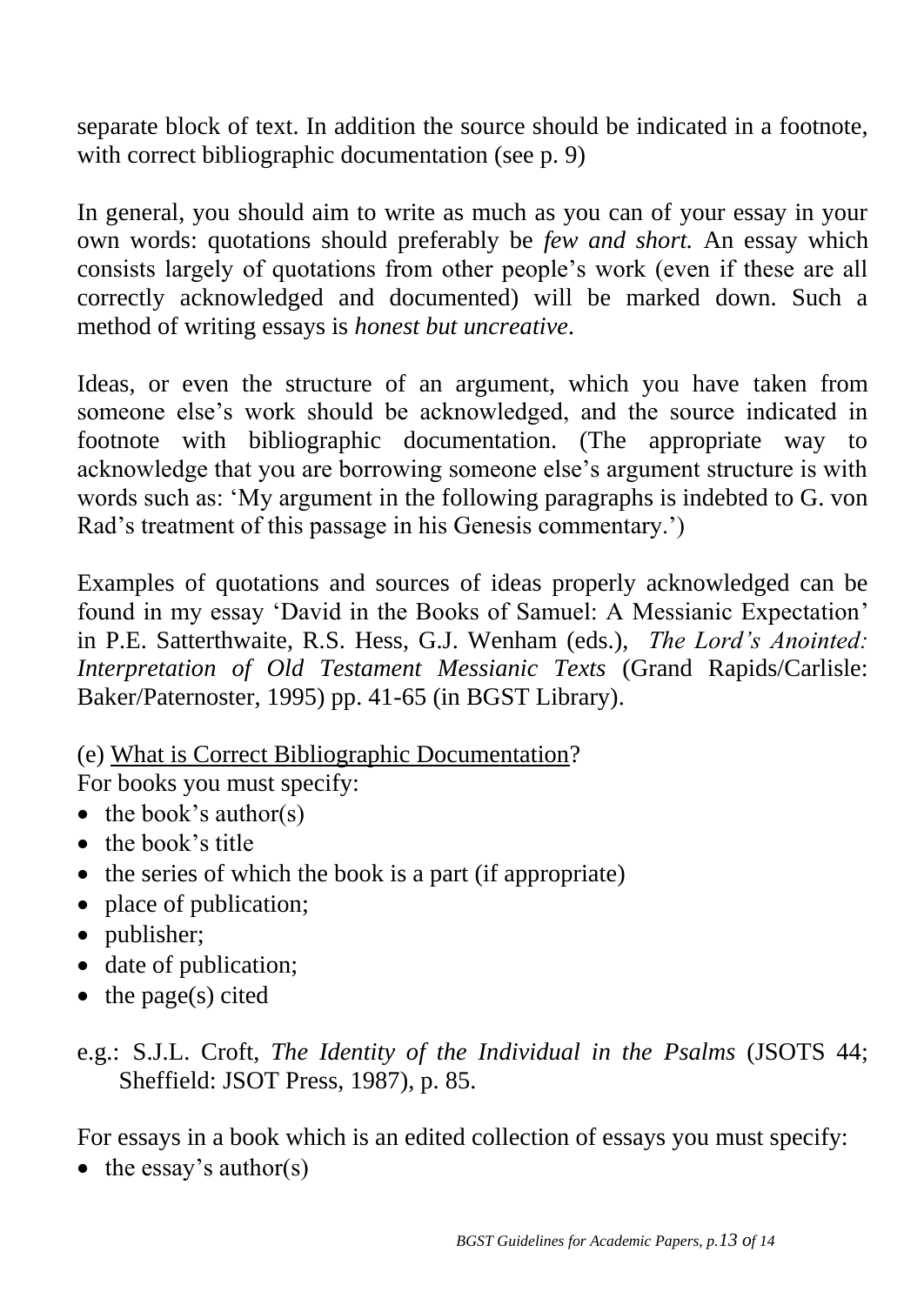separate block of text. In addition the source should be indicated in a footnote, with correct bibliographic documentation (see p. 9)

In general, you should aim to write as much as you can of your essay in your own words: quotations should preferably be *few and short.* An essay which consists largely of quotations from other people's work (even if these are all correctly acknowledged and documented) will be marked down. Such a method of writing essays is *honest but uncreative*.

Ideas, or even the structure of an argument, which you have taken from someone else's work should be acknowledged, and the source indicated in footnote with bibliographic documentation. (The appropriate way to acknowledge that you are borrowing someone else's argument structure is with words such as: 'My argument in the following paragraphs is indebted to G. von Rad's treatment of this passage in his Genesis commentary.')

Examples of quotations and sources of ideas properly acknowledged can be found in my essay 'David in the Books of Samuel: A Messianic Expectation' in P.E. Satterthwaite, R.S. Hess, G.J. Wenham (eds.), *The Lord's Anointed: Interpretation of Old Testament Messianic Texts* (Grand Rapids/Carlisle: Baker/Paternoster, 1995) pp. 41-65 (in BGST Library).

(e) What is Correct Bibliographic Documentation?

For books you must specify:

- the book's author(s)
- the book's title
- the series of which the book is a part (if appropriate)
- place of publication;
- publisher;
- date of publication;
- the page(s) cited

e.g.: S.J.L. Croft, *The Identity of the Individual in the Psalms* (JSOTS 44; Sheffield: JSOT Press, 1987), p. 85.

For essays in a book which is an edited collection of essays you must specify:

- the essay's author(s)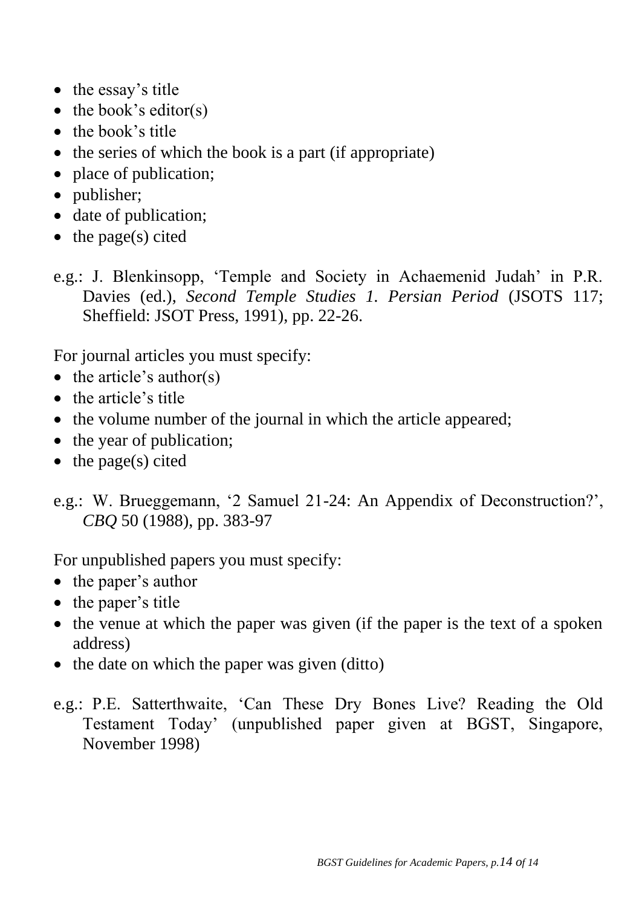- the essay’s title
- the book’s editor(s)
- the book’s title
- the series of which the book is a part (if appropriate)
- place of publication;
- publisher;
- date of publication;
- the page(s) cited

e.g.: J. Blenkinsopp, ‘Temple and Society in Achaemenid Judah’ in P.R. Davies (ed.), *Second Temple Studies 1. Persian Period* (JSOTS 117; Sheffield: JSOT Press, 1991), pp. 22-26.

For journal articles you must specify:

- the article’s author(s)
- the article’s title
- the volume number of the journal in which the article appeared;
- the year of publication;
- the page(s) cited

e.g.: W. Brueggemann, ‘2 Samuel 21-24: An Appendix of Deconstruction?’, *CBQ* 50 (1988), pp. 383-97

For unpublished papers you must specify:

- the paper’s author
- the paper’s title
- the venue at which the paper was given (if the paper is the text of a spoken address)
- the date on which the paper was given (ditto)

e.g.: P.E. Satterthwaite, ‘Can These Dry Bones Live? Reading the Old Testament Today’ (unpublished paper given at BGST, Singapore, November 1998)